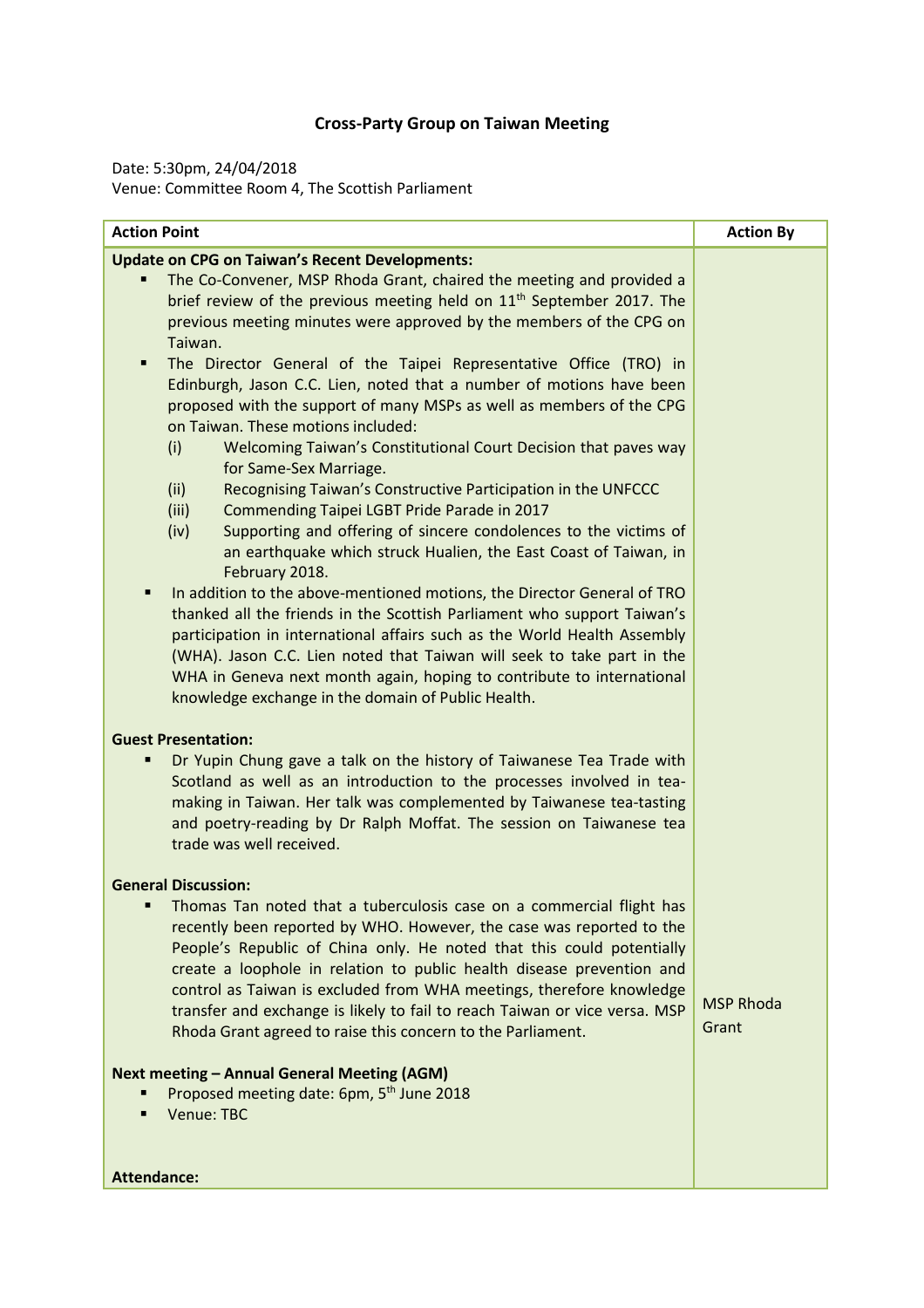**Cross-Party Group on Taiwan Meeting**

Date: 5:30pm, 24/04/2018
Venue: Committee Room 4, The Scottish Parliament

| Action Point | Action By |
|---|---|
| **Update on CPG on Taiwan's Recent Developments:**<br>▪ The Co-Convener, MSP Rhoda Grant, chaired the meeting and provided a brief review of the previous meeting held on 11th September 2017. The previous meeting minutes were approved by the members of the CPG on Taiwan.<br>▪ The Director General of the Taipei Representative Office (TRO) in Edinburgh, Jason C.C. Lien, noted that a number of motions have been proposed with the support of many MSPs as well as members of the CPG on Taiwan. These motions included:<br>(i) Welcoming Taiwan's Constitutional Court Decision that paves way for Same-Sex Marriage.<br>(ii) Recognising Taiwan's Constructive Participation in the UNFCCC<br>(iii) Commending Taipei LGBT Pride Parade in 2017<br>(iv) Supporting and offering of sincere condolences to the victims of an earthquake which struck Hualien, the East Coast of Taiwan, in February 2018.<br>▪ In addition to the above-mentioned motions, the Director General of TRO thanked all the friends in the Scottish Parliament who support Taiwan's participation in international affairs such as the World Health Assembly (WHA). Jason C.C. Lien noted that Taiwan will seek to take part in the WHA in Geneva next month again, hoping to contribute to international knowledge exchange in the domain of Public Health. | |
| **Guest Presentation:**<br>▪ Dr Yupin Chung gave a talk on the history of Taiwanese Tea Trade with Scotland as well as an introduction to the processes involved in tea-making in Taiwan. Her talk was complemented by Taiwanese tea-tasting and poetry-reading by Dr Ralph Moffat. The session on Taiwanese tea trade was well received. | |
| **General Discussion:**<br>▪ Thomas Tan noted that a tuberculosis case on a commercial flight has recently been reported by WHO. However, the case was reported to the People's Republic of China only. He noted that this could potentially create a loophole in relation to public health disease prevention and control as Taiwan is excluded from WHA meetings, therefore knowledge transfer and exchange is likely to fail to reach Taiwan or vice versa. MSP Rhoda Grant agreed to raise this concern to the Parliament. | MSP Rhoda Grant |
| **Next meeting – Annual General Meeting (AGM)**<br>▪ Proposed meeting date: 6pm, 5th June 2018<br>▪ Venue: TBC | |
| **Attendance:** | |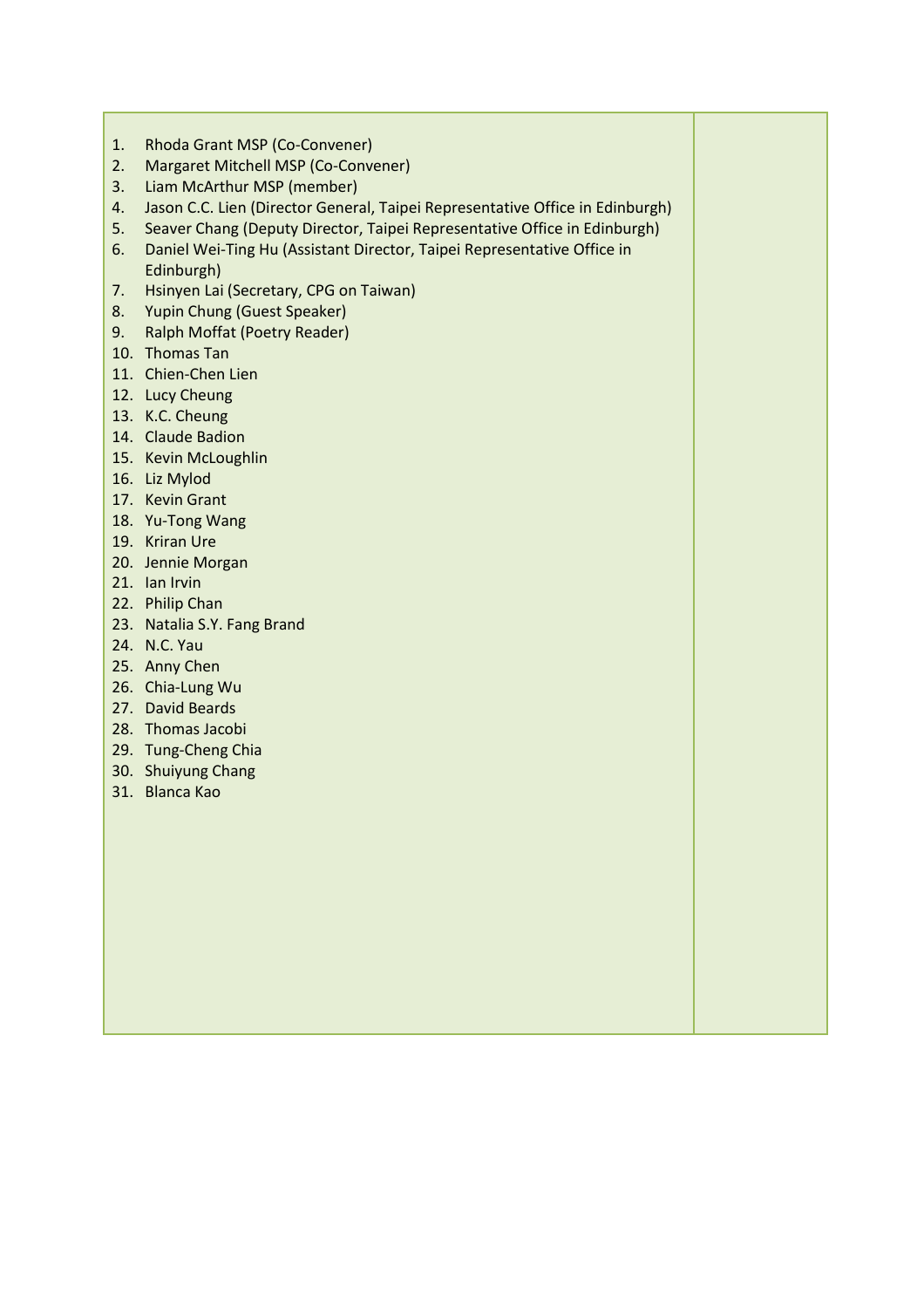1. Rhoda Grant MSP (Co-Convener)
2. Margaret Mitchell MSP (Co-Convener)
3. Liam McArthur MSP (member)
4. Jason C.C. Lien (Director General, Taipei Representative Office in Edinburgh)
5. Seaver Chang (Deputy Director, Taipei Representative Office in Edinburgh)
6. Daniel Wei-Ting Hu (Assistant Director, Taipei Representative Office in Edinburgh)
7. Hsinyen Lai (Secretary, CPG on Taiwan)
8. Yupin Chung (Guest Speaker)
9. Ralph Moffat (Poetry Reader)
10. Thomas Tan
11. Chien-Chen Lien
12. Lucy Cheung
13. K.C. Cheung
14. Claude Badion
15. Kevin McLoughlin
16. Liz Mylod
17. Kevin Grant
18. Yu-Tong Wang
19. Kriran Ure
20. Jennie Morgan
21. Ian Irvin
22. Philip Chan
23. Natalia S.Y. Fang Brand
24. N.C. Yau
25. Anny Chen
26. Chia-Lung Wu
27. David Beards
28. Thomas Jacobi
29. Tung-Cheng Chia
30. Shuiyung Chang
31. Blanca Kao